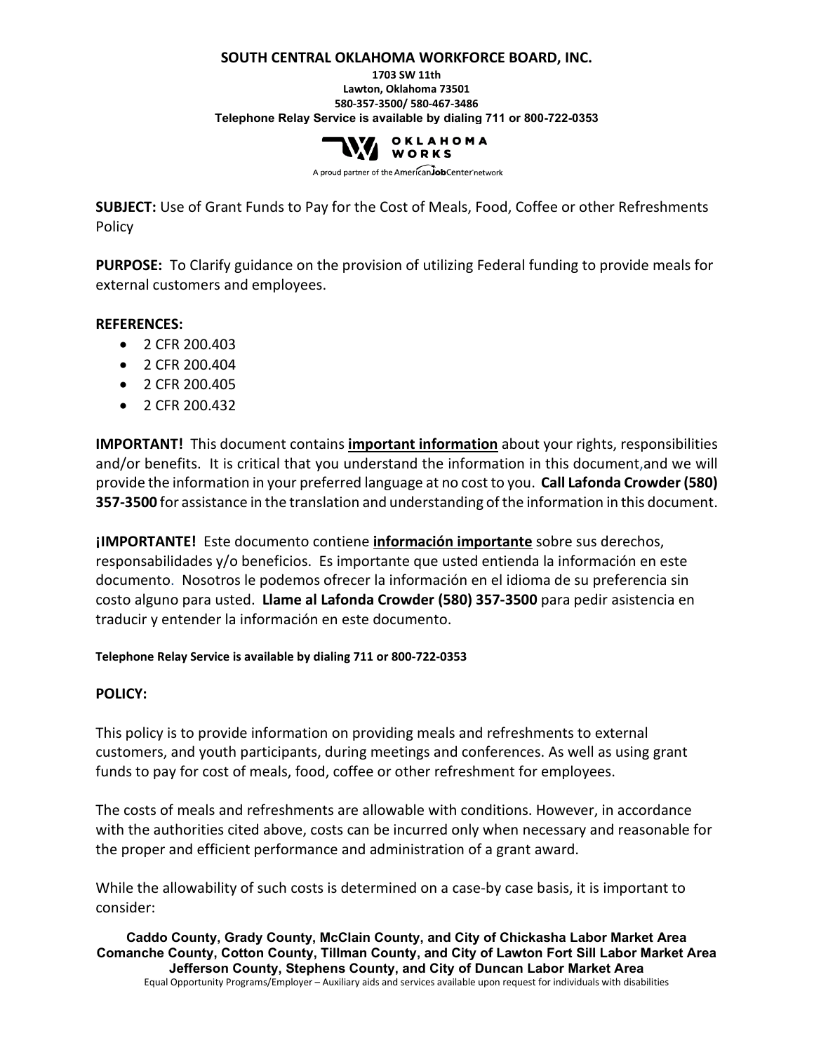**SOUTH CENTRAL OKLAHOMA WORKFORCE BOARD, INC.**

**1703 SW 11th**
**Lawton, Oklahoma 73501**
**580-357-3500/ 580-467-3486**
**Telephone Relay Service is available by dialing 711 or 800-722-0353**

OKLAHOMA WORKS

A proud partner of the AmericanJobCenter network

**SUBJECT:** Use of Grant Funds to Pay for the Cost of Meals, Food, Coffee or other Refreshments Policy

**PURPOSE:** To Clarify guidance on the provision of utilizing Federal funding to provide meals for external customers and employees.

**REFERENCES:**

- 2 CFR 200.403
- 2 CFR 200.404
- 2 CFR 200.405
- 2 CFR 200.432

**IMPORTANT!** This document contains **important information** about your rights, responsibilities and/or benefits. It is critical that you understand the information in this document,and we will provide the information in your preferred language at no cost to you. **Call Lafonda Crowder (580) 357-3500** for assistance in the translation and understanding of the information in this document.

**¡IMPORTANTE!** Este documento contiene **información importante** sobre sus derechos, responsabilidades y/o beneficios. Es importante que usted entienda la información en este documento. Nosotros le podemos ofrecer la información en el idioma de su preferencia sin costo alguno para usted. **Llame al Lafonda Crowder (580) 357-3500** para pedir asistencia en traducir y entender la información en este documento.

**Telephone Relay Service is available by dialing 711 or 800-722-0353**

**POLICY:**

This policy is to provide information on providing meals and refreshments to external customers, and youth participants, during meetings and conferences. As well as using grant funds to pay for cost of meals, food, coffee or other refreshment for employees.

The costs of meals and refreshments are allowable with conditions. However, in accordance with the authorities cited above, costs can be incurred only when necessary and reasonable for the proper and efficient performance and administration of a grant award.

While the allowability of such costs is determined on a case-by case basis, it is important to consider:

**Caddo County, Grady County, McClain County, and City of Chickasha Labor Market Area**
**Comanche County, Cotton County, Tillman County, and City of Lawton Fort Sill Labor Market Area**
**Jefferson County, Stephens County, and City of Duncan Labor Market Area**
Equal Opportunity Programs/Employer – Auxiliary aids and services available upon request for individuals with disabilities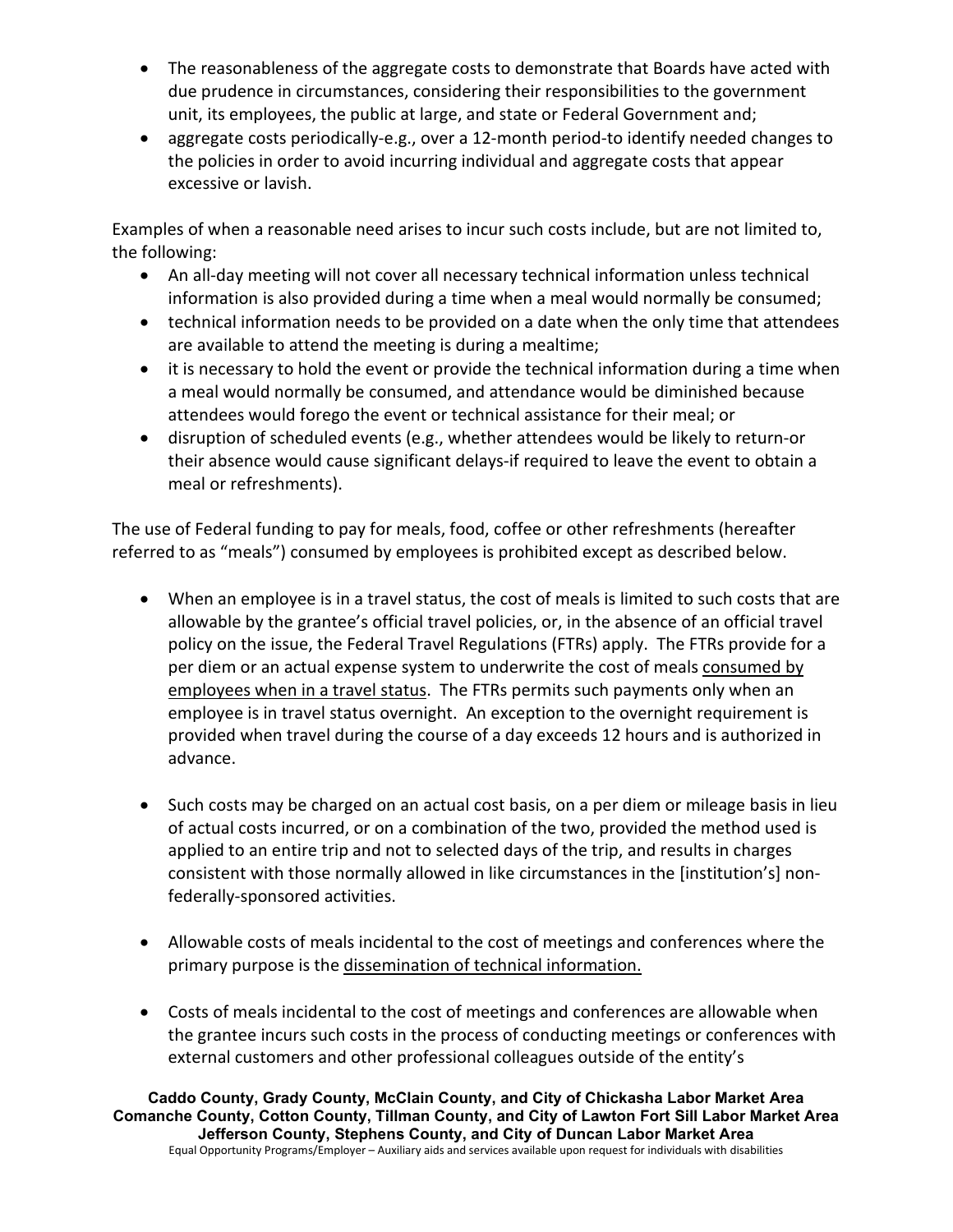- The reasonableness of the aggregate costs to demonstrate that Boards have acted with due prudence in circumstances, considering their responsibilities to the government unit, its employees, the public at large, and state or Federal Government and;
- aggregate costs periodically-e.g., over a 12-month period-to identify needed changes to the policies in order to avoid incurring individual and aggregate costs that appear excessive or lavish.

Examples of when a reasonable need arises to incur such costs include, but are not limited to, the following:

- An all-day meeting will not cover all necessary technical information unless technical information is also provided during a time when a meal would normally be consumed;
- technical information needs to be provided on a date when the only time that attendees are available to attend the meeting is during a mealtime;
- it is necessary to hold the event or provide the technical information during a time when a meal would normally be consumed, and attendance would be diminished because attendees would forego the event or technical assistance for their meal; or
- disruption of scheduled events (e.g., whether attendees would be likely to return-or their absence would cause significant delays-if required to leave the event to obtain a meal or refreshments).

The use of Federal funding to pay for meals, food, coffee or other refreshments (hereafter referred to as "meals") consumed by employees is prohibited except as described below.

- When an employee is in a travel status, the cost of meals is limited to such costs that are allowable by the grantee's official travel policies, or, in the absence of an official travel policy on the issue, the Federal Travel Regulations (FTRs) apply. The FTRs provide for a per diem or an actual expense system to underwrite the cost of meals consumed by employees when in a travel status. The FTRs permits such payments only when an employee is in travel status overnight. An exception to the overnight requirement is provided when travel during the course of a day exceeds 12 hours and is authorized in advance.

- Such costs may be charged on an actual cost basis, on a per diem or mileage basis in lieu of actual costs incurred, or on a combination of the two, provided the method used is applied to an entire trip and not to selected days of the trip, and results in charges consistent with those normally allowed in like circumstances in the [institution's] non-federally-sponsored activities.

- Allowable costs of meals incidental to the cost of meetings and conferences where the primary purpose is the dissemination of technical information.

- Costs of meals incidental to the cost of meetings and conferences are allowable when the grantee incurs such costs in the process of conducting meetings or conferences with external customers and other professional colleagues outside of the entity's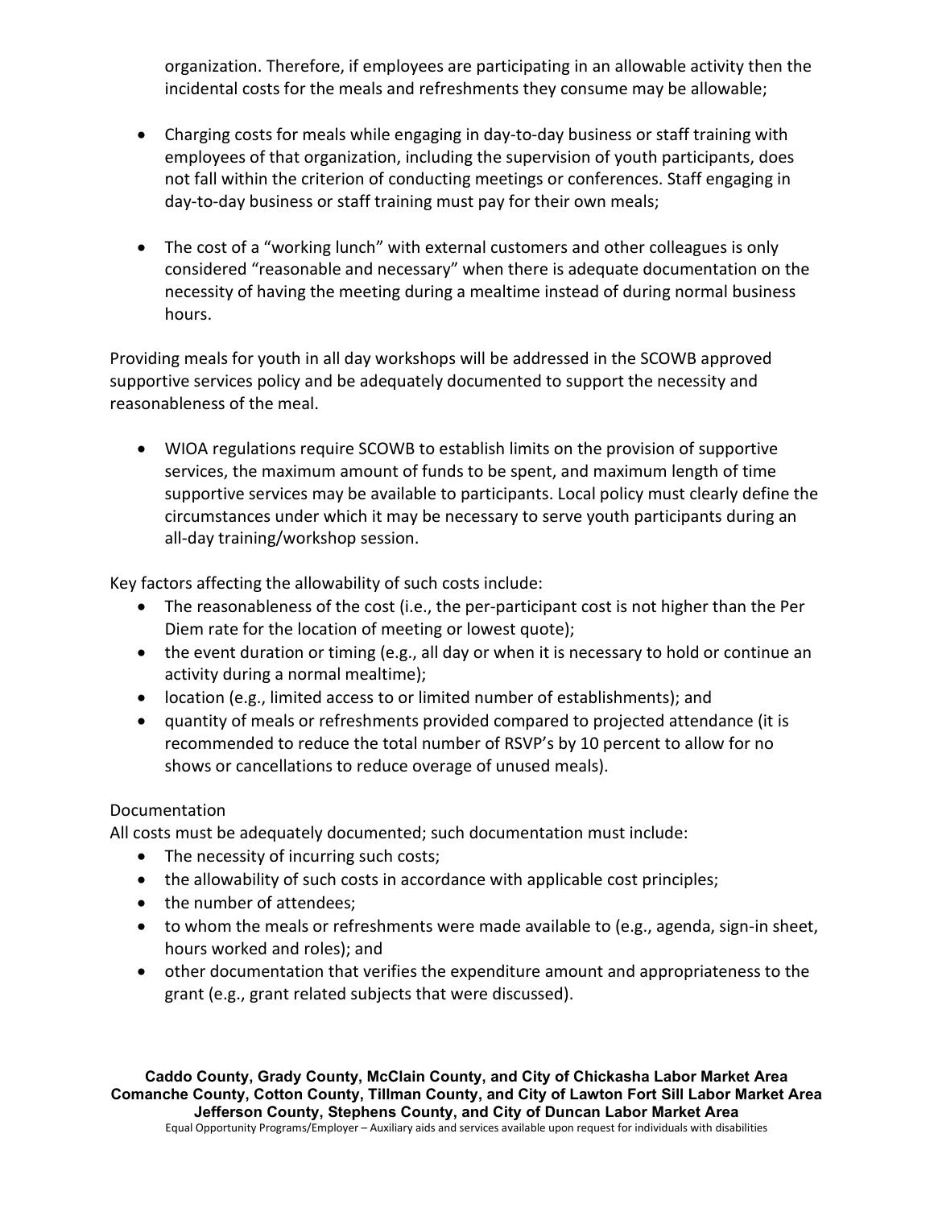organization. Therefore, if employees are participating in an allowable activity then the incidental costs for the meals and refreshments they consume may be allowable;

- Charging costs for meals while engaging in day-to-day business or staff training with employees of that organization, including the supervision of youth participants, does not fall within the criterion of conducting meetings or conferences. Staff engaging in day-to-day business or staff training must pay for their own meals;

- The cost of a "working lunch" with external customers and other colleagues is only considered "reasonable and necessary" when there is adequate documentation on the necessity of having the meeting during a mealtime instead of during normal business hours.

Providing meals for youth in all day workshops will be addressed in the SCOWB approved supportive services policy and be adequately documented to support the necessity and reasonableness of the meal.

- WIOA regulations require SCOWB to establish limits on the provision of supportive services, the maximum amount of funds to be spent, and maximum length of time supportive services may be available to participants. Local policy must clearly define the circumstances under which it may be necessary to serve youth participants during an all-day training/workshop session.

Key factors affecting the allowability of such costs include:

- The reasonableness of the cost (i.e., the per-participant cost is not higher than the Per Diem rate for the location of meeting or lowest quote);
- the event duration or timing (e.g., all day or when it is necessary to hold or continue an activity during a normal mealtime);
- location (e.g., limited access to or limited number of establishments); and
- quantity of meals or refreshments provided compared to projected attendance (it is recommended to reduce the total number of RSVP's by 10 percent to allow for no shows or cancellations to reduce overage of unused meals).

Documentation

All costs must be adequately documented; such documentation must include:

- The necessity of incurring such costs;
- the allowability of such costs in accordance with applicable cost principles;
- the number of attendees;
- to whom the meals or refreshments were made available to (e.g., agenda, sign-in sheet, hours worked and roles); and
- other documentation that verifies the expenditure amount and appropriateness to the grant (e.g., grant related subjects that were discussed).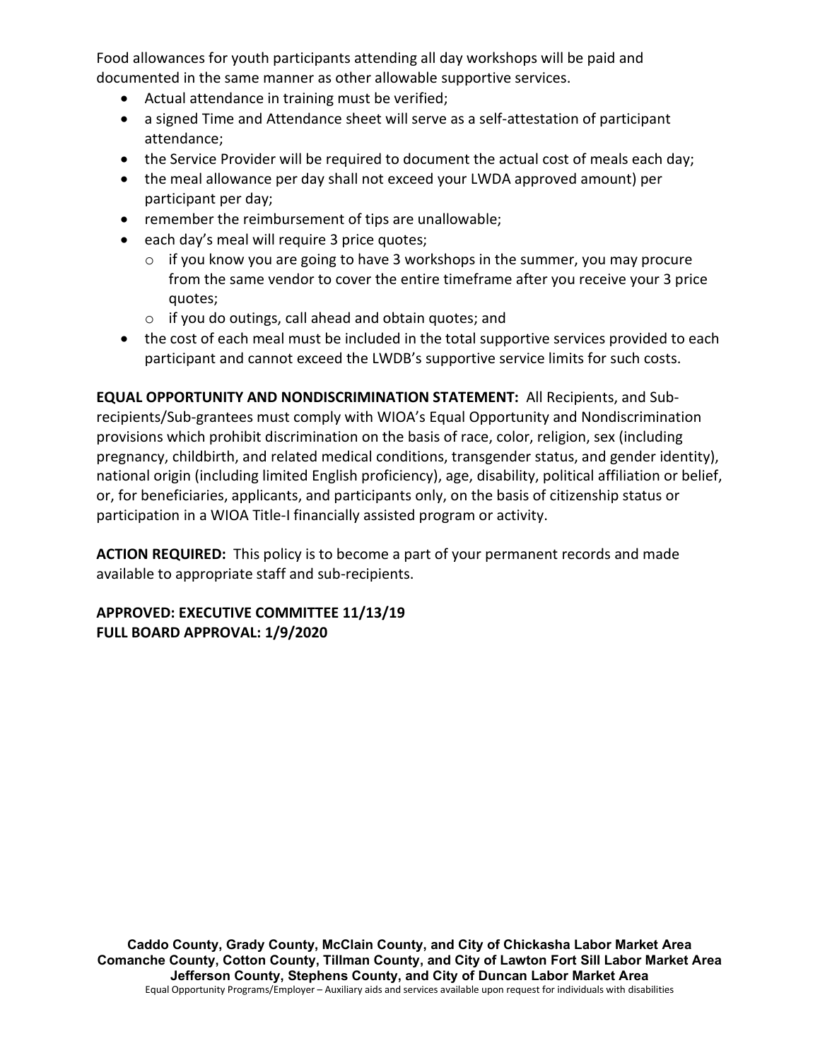Food allowances for youth participants attending all day workshops will be paid and documented in the same manner as other allowable supportive services.

- Actual attendance in training must be verified;
- a signed Time and Attendance sheet will serve as a self-attestation of participant attendance;
- the Service Provider will be required to document the actual cost of meals each day;
- the meal allowance per day shall not exceed your LWDA approved amount) per participant per day;
- remember the reimbursement of tips are unallowable;
- each day's meal will require 3 price quotes;
  - if you know you are going to have 3 workshops in the summer, you may procure from the same vendor to cover the entire timeframe after you receive your 3 price quotes;
  - if you do outings, call ahead and obtain quotes; and
- the cost of each meal must be included in the total supportive services provided to each participant and cannot exceed the LWDB's supportive service limits for such costs.

**EQUAL OPPORTUNITY AND NONDISCRIMINATION STATEMENT:** All Recipients, and Sub-recipients/Sub-grantees must comply with WIOA's Equal Opportunity and Nondiscrimination provisions which prohibit discrimination on the basis of race, color, religion, sex (including pregnancy, childbirth, and related medical conditions, transgender status, and gender identity), national origin (including limited English proficiency), age, disability, political affiliation or belief, or, for beneficiaries, applicants, and participants only, on the basis of citizenship status or participation in a WIOA Title-I financially assisted program or activity.

**ACTION REQUIRED:** This policy is to become a part of your permanent records and made available to appropriate staff and sub-recipients.

**APPROVED: EXECUTIVE COMMITTEE 11/13/19**
**FULL BOARD APPROVAL: 1/9/2020**